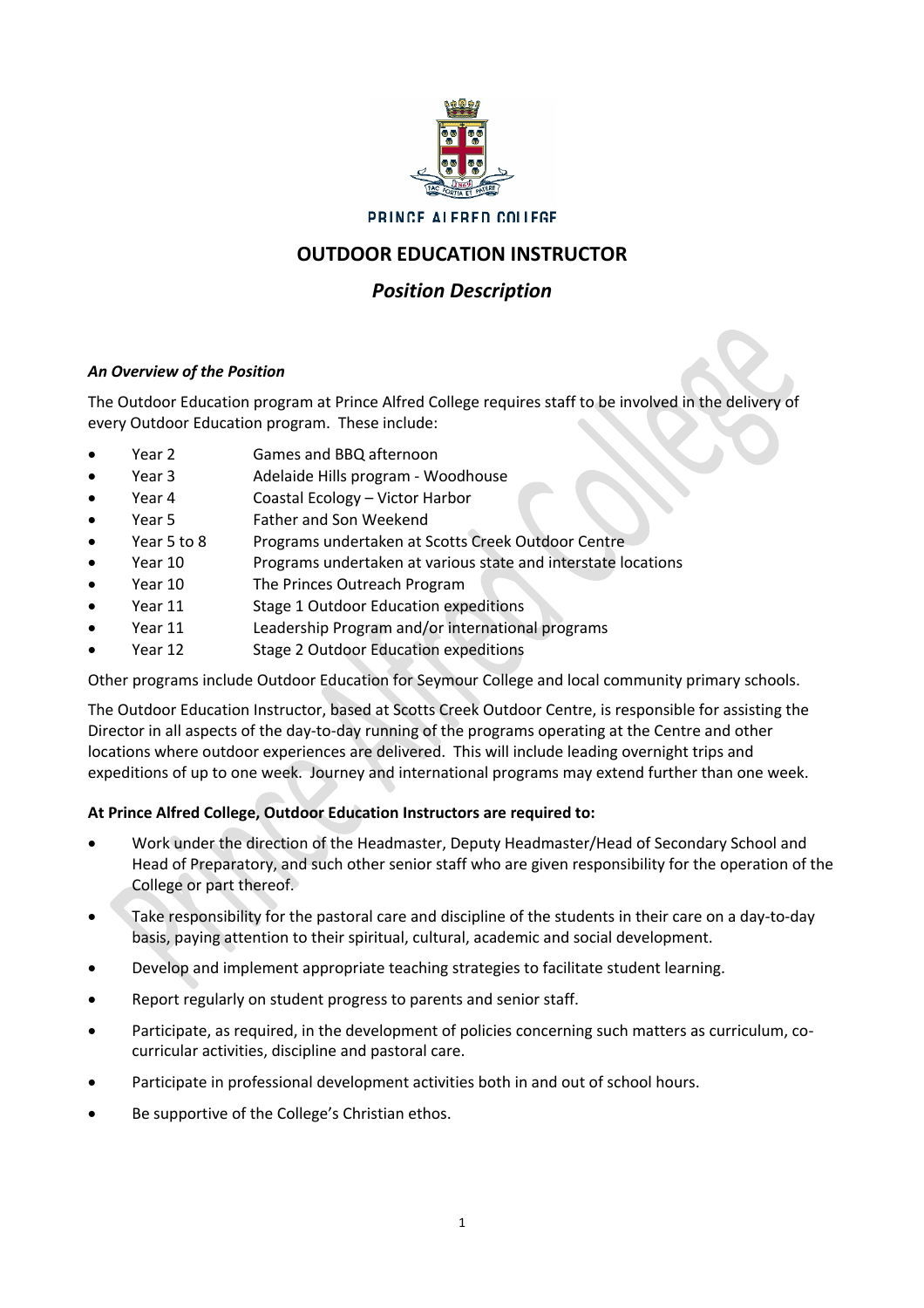PRINCE ALFRED COLLEGE

# OUTDOOR EDUCATION INSTRUCTOR

## *Position Description*

***An Overview of the Position***

The Outdoor Education program at Prince Alfred College requires staff to be involved in the delivery of every Outdoor Education program. These include:

- Year 2 Games and BBQ afternoon
- Year 3 Adelaide Hills program - Woodhouse
- Year 4 Coastal Ecology – Victor Harbor
- Year 5 Father and Son Weekend
- Year 5 to 8 Programs undertaken at Scotts Creek Outdoor Centre
- Year 10 Programs undertaken at various state and interstate locations
- Year 10 The Princes Outreach Program
- Year 11 Stage 1 Outdoor Education expeditions
- Year 11 Leadership Program and/or international programs
- Year 12 Stage 2 Outdoor Education expeditions

Other programs include Outdoor Education for Seymour College and local community primary schools.

The Outdoor Education Instructor, based at Scotts Creek Outdoor Centre, is responsible for assisting the Director in all aspects of the day-to-day running of the programs operating at the Centre and other locations where outdoor experiences are delivered. This will include leading overnight trips and expeditions of up to one week. Journey and international programs may extend further than one week.

**At Prince Alfred College, Outdoor Education Instructors are required to:**

- Work under the direction of the Headmaster, Deputy Headmaster/Head of Secondary School and Head of Preparatory, and such other senior staff who are given responsibility for the operation of the College or part thereof.
- Take responsibility for the pastoral care and discipline of the students in their care on a day-to-day basis, paying attention to their spiritual, cultural, academic and social development.
- Develop and implement appropriate teaching strategies to facilitate student learning.
- Report regularly on student progress to parents and senior staff.
- Participate, as required, in the development of policies concerning such matters as curriculum, co-curricular activities, discipline and pastoral care.
- Participate in professional development activities both in and out of school hours.
- Be supportive of the College's Christian ethos.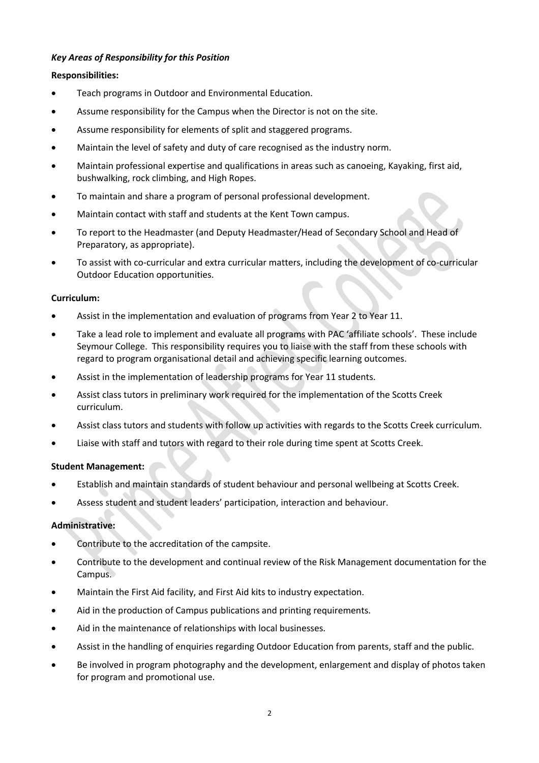***Key Areas of Responsibility for this Position***

**Responsibilities:**

- Teach programs in Outdoor and Environmental Education.
- Assume responsibility for the Campus when the Director is not on the site.
- Assume responsibility for elements of split and staggered programs.
- Maintain the level of safety and duty of care recognised as the industry norm.
- Maintain professional expertise and qualifications in areas such as canoeing, Kayaking, first aid, bushwalking, rock climbing, and High Ropes.
- To maintain and share a program of personal professional development.
- Maintain contact with staff and students at the Kent Town campus.
- To report to the Headmaster (and Deputy Headmaster/Head of Secondary School and Head of Preparatory, as appropriate).
- To assist with co-curricular and extra curricular matters, including the development of co-curricular Outdoor Education opportunities.

**Curriculum:**

- Assist in the implementation and evaluation of programs from Year 2 to Year 11.
- Take a lead role to implement and evaluate all programs with PAC 'affiliate schools'. These include Seymour College. This responsibility requires you to liaise with the staff from these schools with regard to program organisational detail and achieving specific learning outcomes.
- Assist in the implementation of leadership programs for Year 11 students.
- Assist class tutors in preliminary work required for the implementation of the Scotts Creek curriculum.
- Assist class tutors and students with follow up activities with regards to the Scotts Creek curriculum.
- Liaise with staff and tutors with regard to their role during time spent at Scotts Creek.

**Student Management:**

- Establish and maintain standards of student behaviour and personal wellbeing at Scotts Creek.
- Assess student and student leaders' participation, interaction and behaviour.

**Administrative:**

- Contribute to the accreditation of the campsite.
- Contribute to the development and continual review of the Risk Management documentation for the Campus.
- Maintain the First Aid facility, and First Aid kits to industry expectation.
- Aid in the production of Campus publications and printing requirements.
- Aid in the maintenance of relationships with local businesses.
- Assist in the handling of enquiries regarding Outdoor Education from parents, staff and the public.
- Be involved in program photography and the development, enlargement and display of photos taken for program and promotional use.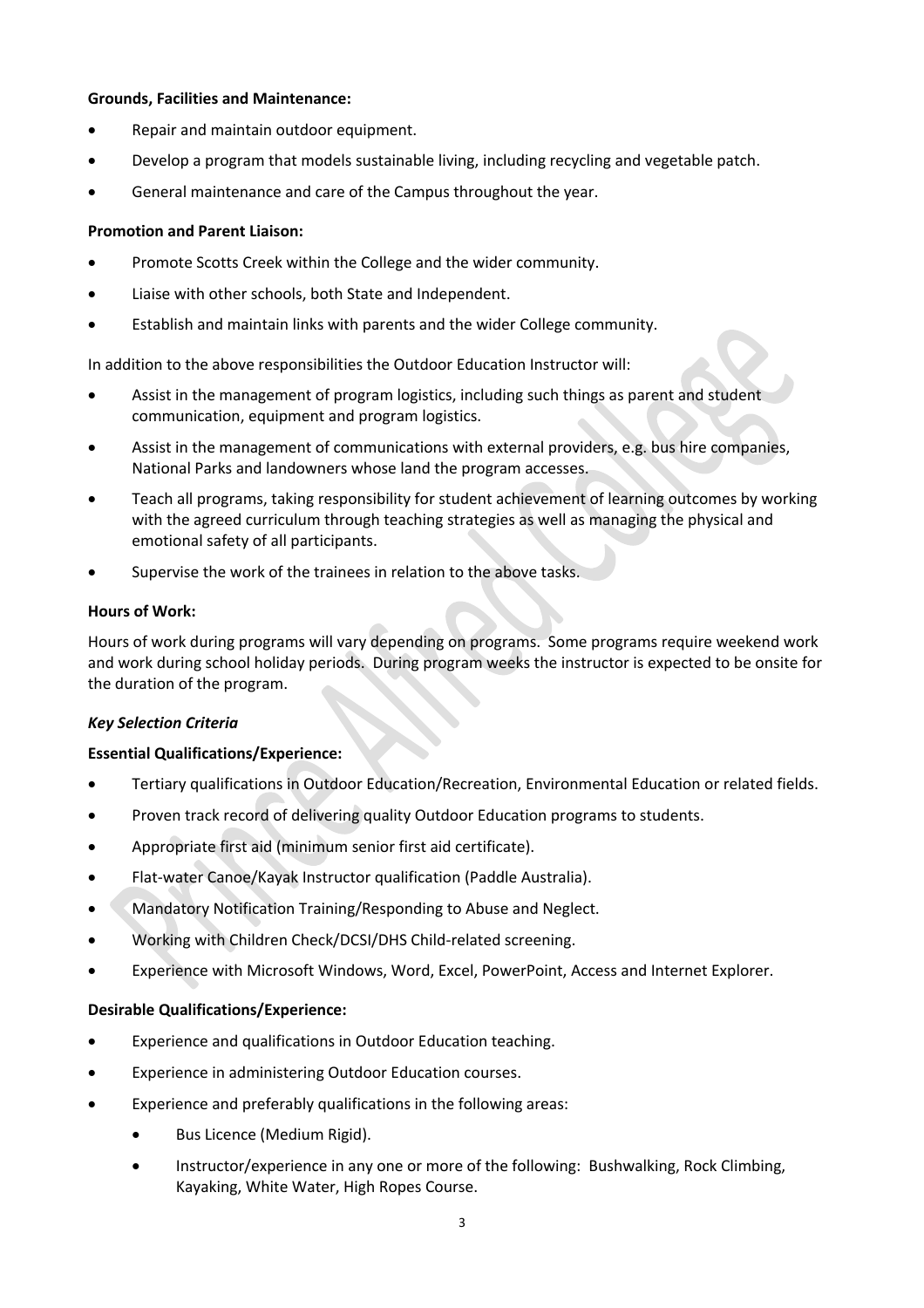**Grounds, Facilities and Maintenance:**

- Repair and maintain outdoor equipment.
- Develop a program that models sustainable living, including recycling and vegetable patch.
- General maintenance and care of the Campus throughout the year.

**Promotion and Parent Liaison:**

- Promote Scotts Creek within the College and the wider community.
- Liaise with other schools, both State and Independent.
- Establish and maintain links with parents and the wider College community.

In addition to the above responsibilities the Outdoor Education Instructor will:

- Assist in the management of program logistics, including such things as parent and student communication, equipment and program logistics.
- Assist in the management of communications with external providers, e.g. bus hire companies, National Parks and landowners whose land the program accesses.
- Teach all programs, taking responsibility for student achievement of learning outcomes by working with the agreed curriculum through teaching strategies as well as managing the physical and emotional safety of all participants.
- Supervise the work of the trainees in relation to the above tasks.

**Hours of Work:**

Hours of work during programs will vary depending on programs. Some programs require weekend work and work during school holiday periods. During program weeks the instructor is expected to be onsite for the duration of the program.

***Key Selection Criteria***

**Essential Qualifications/Experience:**

- Tertiary qualifications in Outdoor Education/Recreation, Environmental Education or related fields.
- Proven track record of delivering quality Outdoor Education programs to students.
- Appropriate first aid (minimum senior first aid certificate).
- Flat-water Canoe/Kayak Instructor qualification (Paddle Australia).
- Mandatory Notification Training/Responding to Abuse and Neglect.
- Working with Children Check/DCSI/DHS Child-related screening.
- Experience with Microsoft Windows, Word, Excel, PowerPoint, Access and Internet Explorer.

**Desirable Qualifications/Experience:**

- Experience and qualifications in Outdoor Education teaching.
- Experience in administering Outdoor Education courses.
- Experience and preferably qualifications in the following areas:
  - Bus Licence (Medium Rigid).
  - Instructor/experience in any one or more of the following: Bushwalking, Rock Climbing, Kayaking, White Water, High Ropes Course.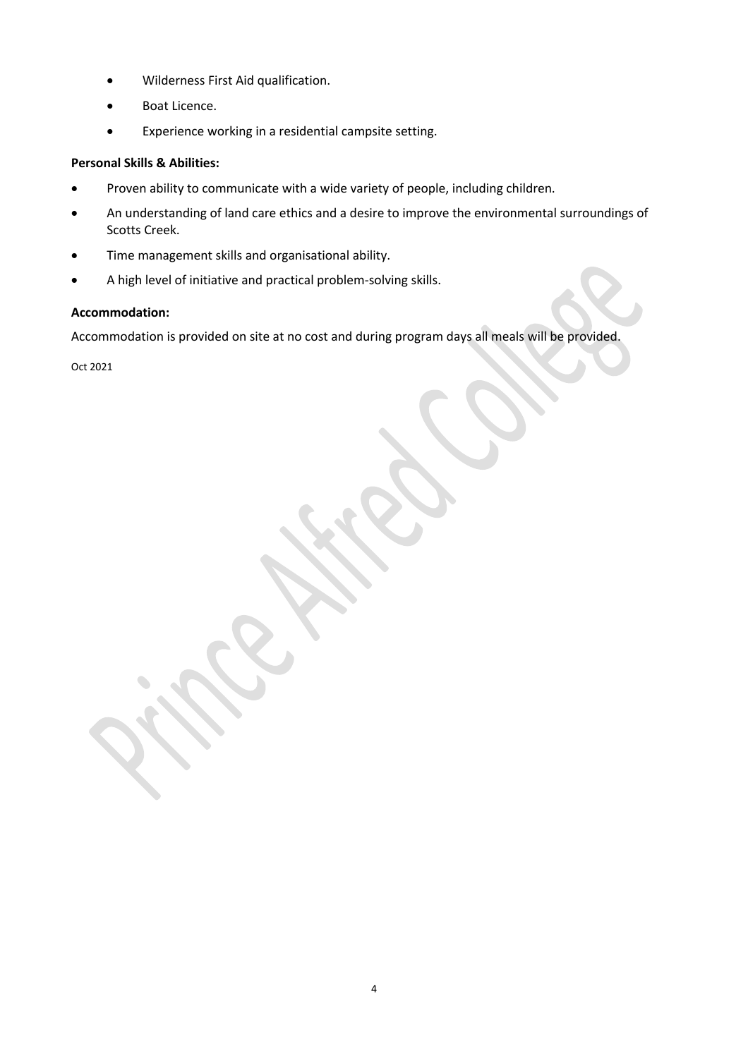- Wilderness First Aid qualification.
- Boat Licence.
- Experience working in a residential campsite setting.

**Personal Skills & Abilities:**

- Proven ability to communicate with a wide variety of people, including children.
- An understanding of land care ethics and a desire to improve the environmental surroundings of Scotts Creek.
- Time management skills and organisational ability.
- A high level of initiative and practical problem-solving skills.

**Accommodation:**

Accommodation is provided on site at no cost and during program days all meals will be provided.

Oct 2021